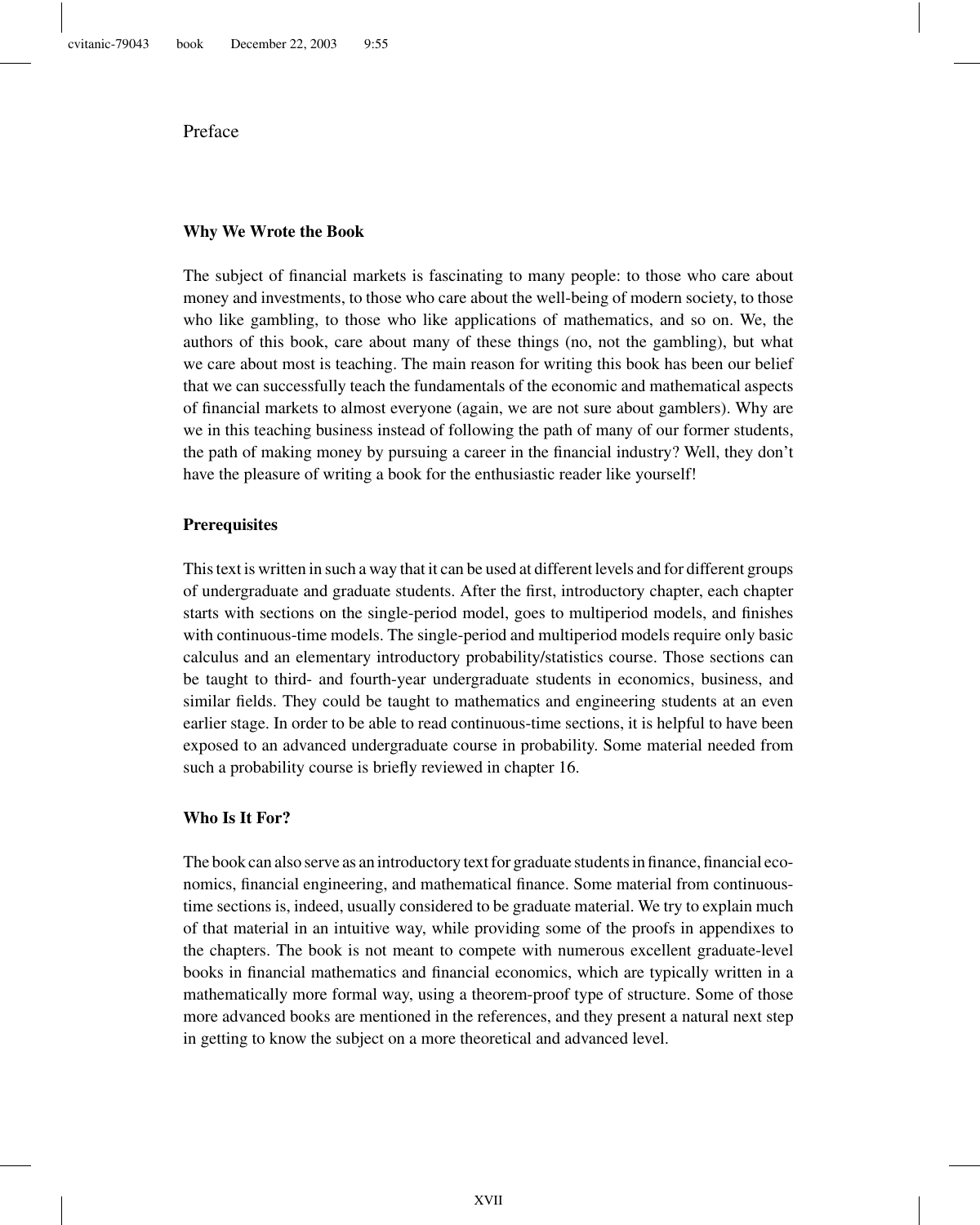# Preface

## Why We Wrote the Book

The subject of financial markets is fascinating to many people: to those who care about money and investments, to those who care about the well-being of modern society, to those who like gambling, to those who like applications of mathematics, and so on. We, the authors of this book, care about many of these things (no, not the gambling), but what we care about most is teaching. The main reason for writing this book has been our belief that we can successfully teach the fundamentals of the economic and mathematical aspects of financial markets to almost everyone (again, we are not sure about gamblers). Why are we in this teaching business instead of following the path of many of our former students, the path of making money by pursuing a career in the financial industry? Well, they don't have the pleasure of writing a book for the enthusiastic reader like yourself!

## Prerequisites

This text is written in such a way that it can be used at different levels and for different groups of undergraduate and graduate students. After the first, introductory chapter, each chapter starts with sections on the single-period model, goes to multiperiod models, and finishes with continuous-time models. The single-period and multiperiod models require only basic calculus and an elementary introductory probability/statistics course. Those sections can be taught to third- and fourth-year undergraduate students in economics, business, and similar fields. They could be taught to mathematics and engineering students at an even earlier stage. In order to be able to read continuous-time sections, it is helpful to have been exposed to an advanced undergraduate course in probability. Some material needed from such a probability course is briefly reviewed in chapter 16.

## Who Is It For?

The book can also serve as an introductory text for graduate students in finance, financial economics, financial engineering, and mathematical finance. Some material from continuous-time sections is, indeed, usually considered to be graduate material. We try to explain much of that material in an intuitive way, while providing some of the proofs in appendixes to the chapters. The book is not meant to compete with numerous excellent graduate-level books in financial mathematics and financial economics, which are typically written in a mathematically more formal way, using a theorem-proof type of structure. Some of those more advanced books are mentioned in the references, and they present a natural next step in getting to know the subject on a more theoretical and advanced level.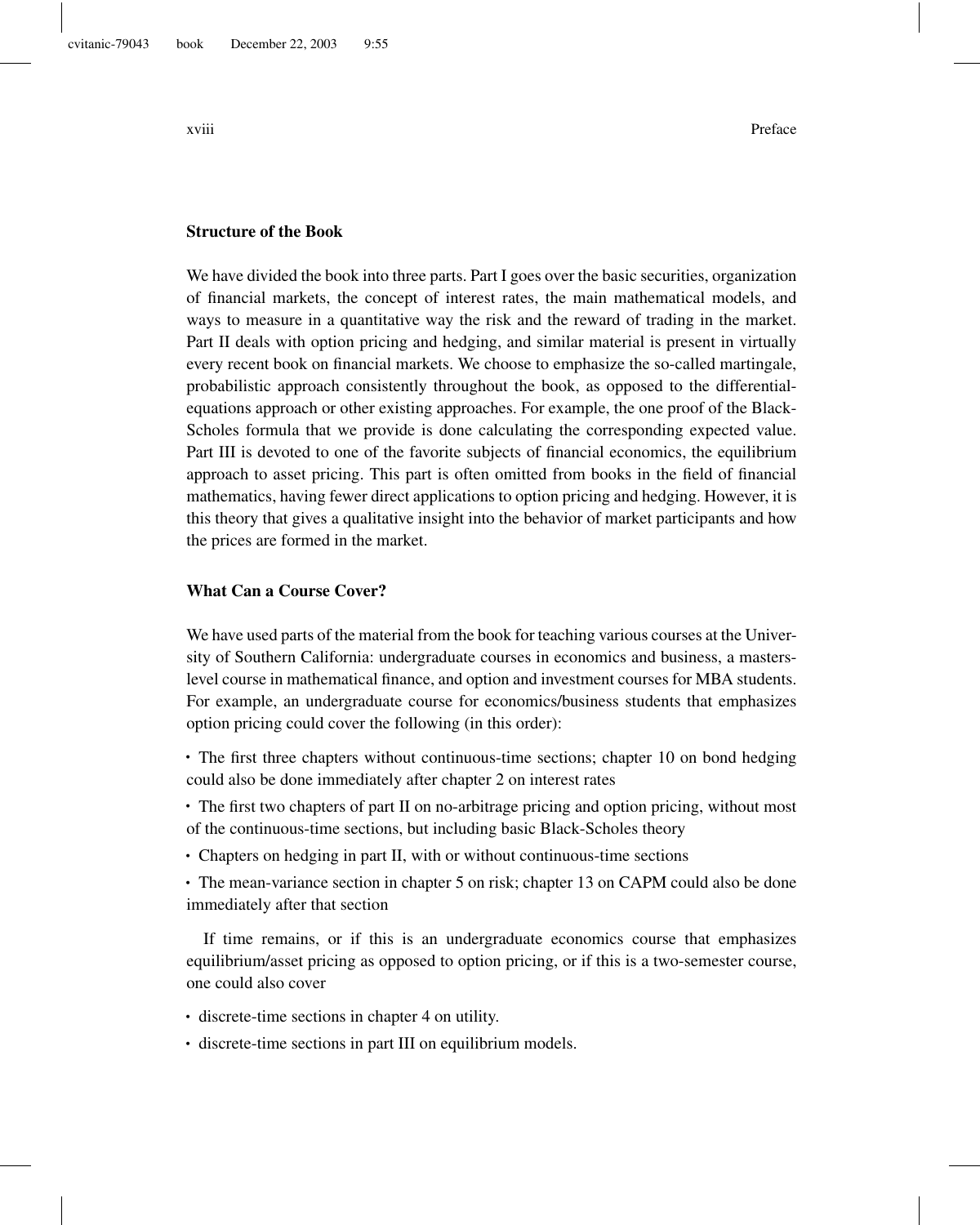## Structure of the Book

We have divided the book into three parts. Part I goes over the basic securities, organization of financial markets, the concept of interest rates, the main mathematical models, and ways to measure in a quantitative way the risk and the reward of trading in the market. Part II deals with option pricing and hedging, and similar material is present in virtually every recent book on financial markets. We choose to emphasize the so-called martingale, probabilistic approach consistently throughout the book, as opposed to the differential-equations approach or other existing approaches. For example, the one proof of the Black-Scholes formula that we provide is done calculating the corresponding expected value. Part III is devoted to one of the favorite subjects of financial economics, the equilibrium approach to asset pricing. This part is often omitted from books in the field of financial mathematics, having fewer direct applications to option pricing and hedging. However, it is this theory that gives a qualitative insight into the behavior of market participants and how the prices are formed in the market.

## What Can a Course Cover?

We have used parts of the material from the book for teaching various courses at the University of Southern California: undergraduate courses in economics and business, a masters-level course in mathematical finance, and option and investment courses for MBA students. For example, an undergraduate course for economics/business students that emphasizes option pricing could cover the following (in this order):

- The first three chapters without continuous-time sections; chapter 10 on bond hedging could also be done immediately after chapter 2 on interest rates
- The first two chapters of part II on no-arbitrage pricing and option pricing, without most of the continuous-time sections, but including basic Black-Scholes theory
- Chapters on hedging in part II, with or without continuous-time sections
- The mean-variance section in chapter 5 on risk; chapter 13 on CAPM could also be done immediately after that section

If time remains, or if this is an undergraduate economics course that emphasizes equilibrium/asset pricing as opposed to option pricing, or if this is a two-semester course, one could also cover

- discrete-time sections in chapter 4 on utility.
- discrete-time sections in part III on equilibrium models.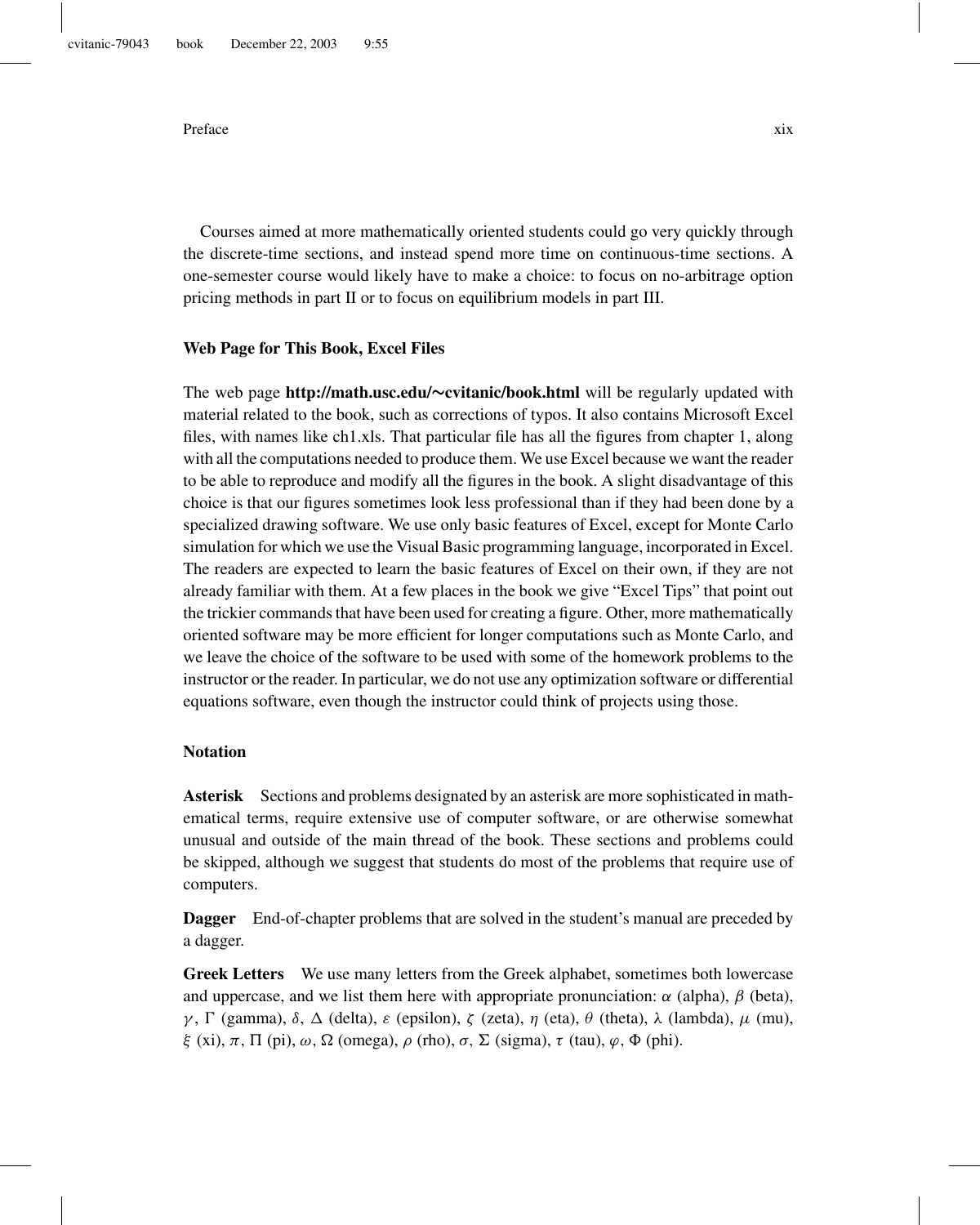Courses aimed at more mathematically oriented students could go very quickly through the discrete-time sections, and instead spend more time on continuous-time sections. A one-semester course would likely have to make a choice: to focus on no-arbitrage option pricing methods in part II or to focus on equilibrium models in part III.

### Web Page for This Book, Excel Files

The web page **http://math.usc.edu/~cvitanic/book.html** will be regularly updated with material related to the book, such as corrections of typos. It also contains Microsoft Excel files, with names like ch1.xls. That particular file has all the figures from chapter 1, along with all the computations needed to produce them. We use Excel because we want the reader to be able to reproduce and modify all the figures in the book. A slight disadvantage of this choice is that our figures sometimes look less professional than if they had been done by a specialized drawing software. We use only basic features of Excel, except for Monte Carlo simulation for which we use the Visual Basic programming language, incorporated in Excel. The readers are expected to learn the basic features of Excel on their own, if they are not already familiar with them. At a few places in the book we give "Excel Tips" that point out the trickier commands that have been used for creating a figure. Other, more mathematically oriented software may be more efficient for longer computations such as Monte Carlo, and we leave the choice of the software to be used with some of the homework problems to the instructor or the reader. In particular, we do not use any optimization software or differential equations software, even though the instructor could think of projects using those.

### Notation

**Asterisk** Sections and problems designated by an asterisk are more sophisticated in mathematical terms, require extensive use of computer software, or are otherwise somewhat unusual and outside of the main thread of the book. These sections and problems could be skipped, although we suggest that students do most of the problems that require use of computers.

**Dagger** End-of-chapter problems that are solved in the student's manual are preceded by a dagger.

**Greek Letters** We use many letters from the Greek alphabet, sometimes both lowercase and uppercase, and we list them here with appropriate pronunciation: $\alpha$ (alpha), $\beta$ (beta), $\gamma$, $\Gamma$ (gamma), $\delta$, $\Delta$ (delta), $\varepsilon$ (epsilon), $\zeta$ (zeta), $\eta$ (eta), $\theta$ (theta), $\lambda$ (lambda), $\mu$ (mu), $\xi$ (xi), $\pi$, $\Pi$ (pi), $\omega$, $\Omega$ (omega), $\rho$ (rho), $\sigma$, $\Sigma$ (sigma), $\tau$ (tau), $\varphi$, $\Phi$ (phi).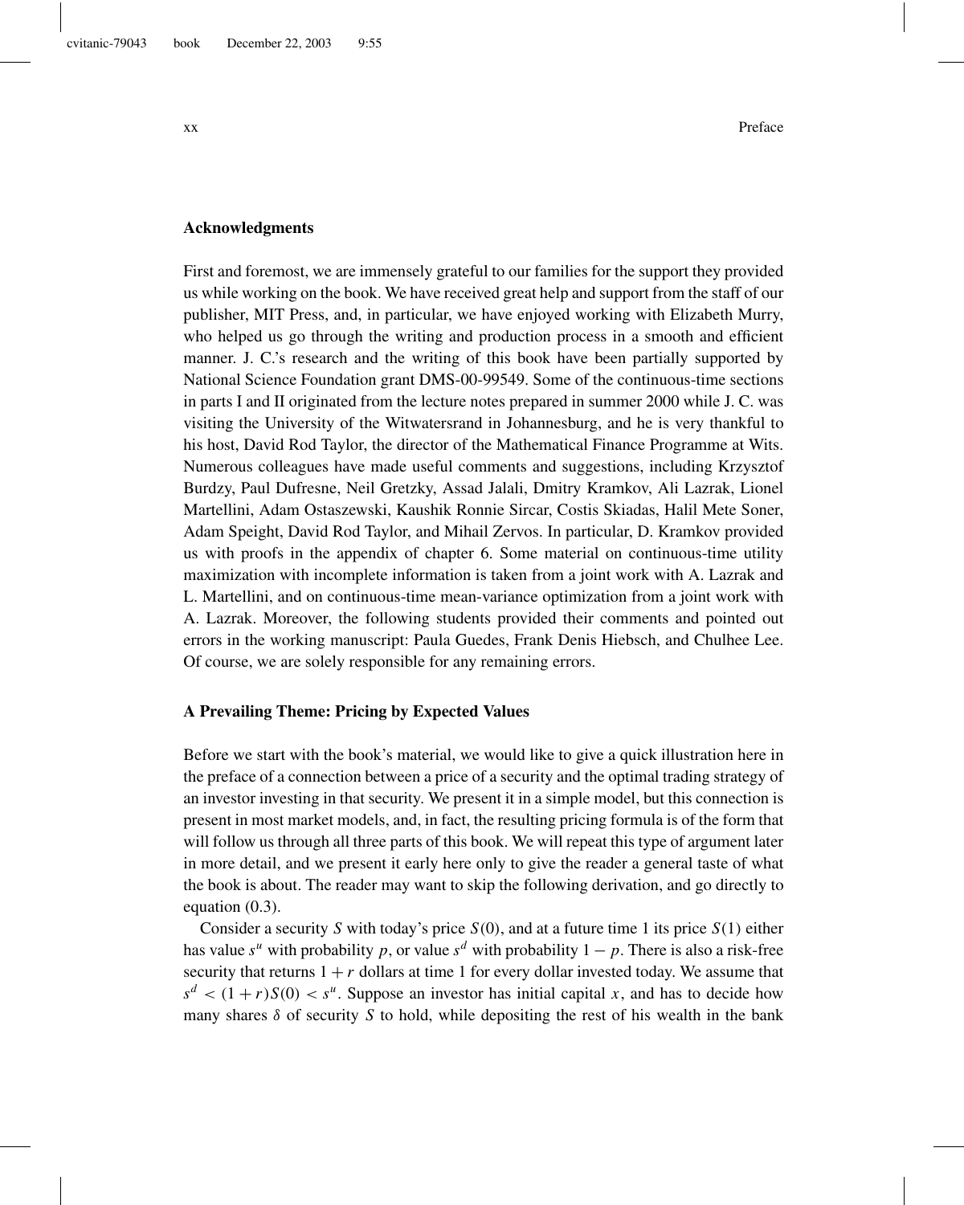### Acknowledgments

First and foremost, we are immensely grateful to our families for the support they provided us while working on the book. We have received great help and support from the staff of our publisher, MIT Press, and, in particular, we have enjoyed working with Elizabeth Murry, who helped us go through the writing and production process in a smooth and efficient manner. J. C.'s research and the writing of this book have been partially supported by National Science Foundation grant DMS-00-99549. Some of the continuous-time sections in parts I and II originated from the lecture notes prepared in summer 2000 while J. C. was visiting the University of the Witwatersrand in Johannesburg, and he is very thankful to his host, David Rod Taylor, the director of the Mathematical Finance Programme at Wits. Numerous colleagues have made useful comments and suggestions, including Krzysztof Burdzy, Paul Dufresne, Neil Gretzky, Assad Jalali, Dmitry Kramkov, Ali Lazrak, Lionel Martellini, Adam Ostaszewski, Kaushik Ronnie Sircar, Costis Skiadas, Halil Mete Soner, Adam Speight, David Rod Taylor, and Mihail Zervos. In particular, D. Kramkov provided us with proofs in the appendix of chapter 6. Some material on continuous-time utility maximization with incomplete information is taken from a joint work with A. Lazrak and L. Martellini, and on continuous-time mean-variance optimization from a joint work with A. Lazrak. Moreover, the following students provided their comments and pointed out errors in the working manuscript: Paula Guedes, Frank Denis Hiebsch, and Chulhee Lee. Of course, we are solely responsible for any remaining errors.

### A Prevailing Theme: Pricing by Expected Values

Before we start with the book's material, we would like to give a quick illustration here in the preface of a connection between a price of a security and the optimal trading strategy of an investor investing in that security. We present it in a simple model, but this connection is present in most market models, and, in fact, the resulting pricing formula is of the form that will follow us through all three parts of this book. We will repeat this type of argument later in more detail, and we present it early here only to give the reader a general taste of what the book is about. The reader may want to skip the following derivation, and go directly to equation (0.3).

Consider a security $S$ with today's price $S(0)$, and at a future time 1 its price $S(1)$ either has value $s^u$ with probability $p$, or value $s^d$ with probability $1 - p$. There is also a risk-free security that returns $1 + r$ dollars at time 1 for every dollar invested today. We assume that $s^d < (1 + r)S(0) < s^u$. Suppose an investor has initial capital $x$, and has to decide how many shares $\delta$ of security $S$ to hold, while depositing the rest of his wealth in the bank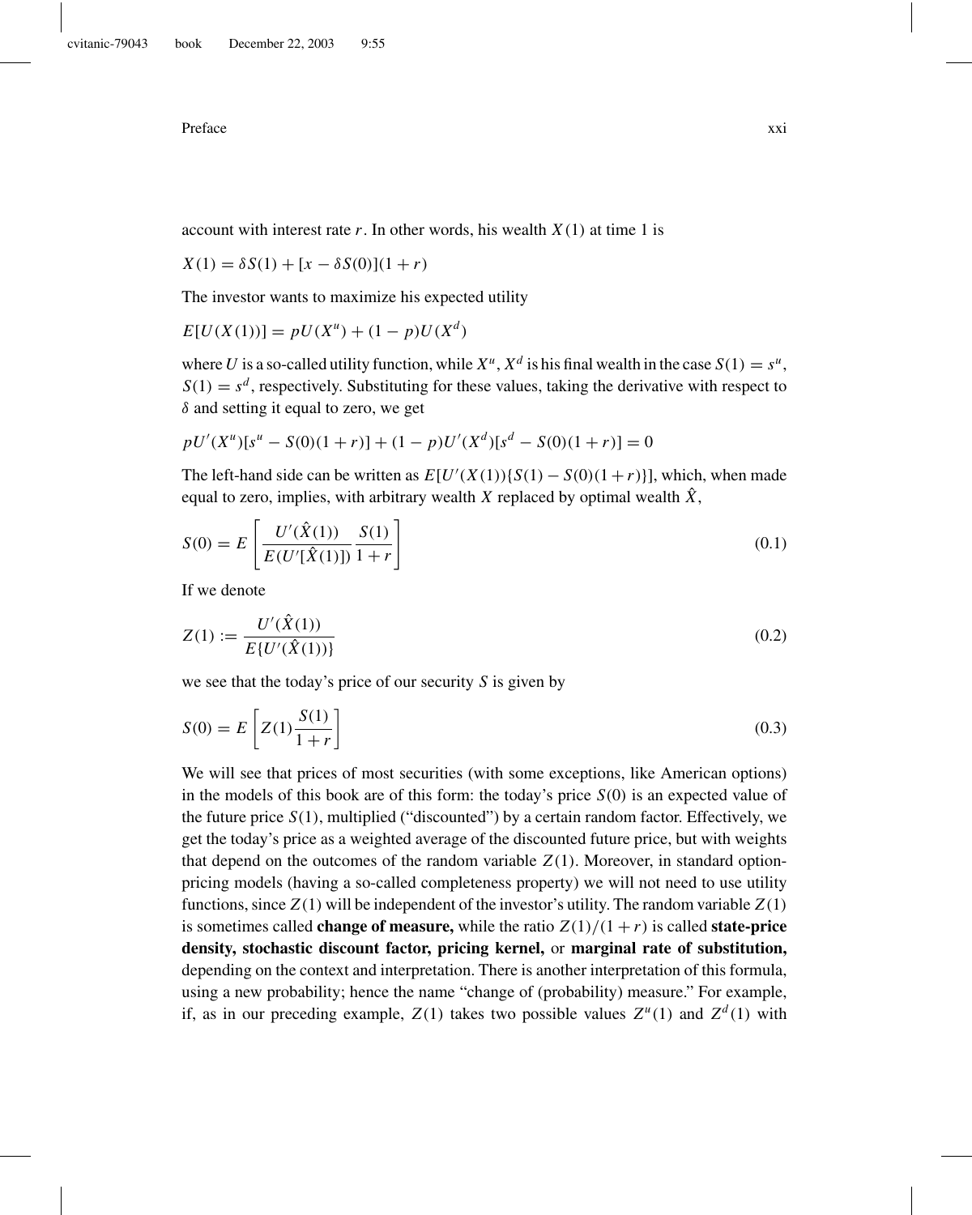account with interest rate $r$. In other words, his wealth $X(1)$ at time 1 is

$$X(1) = \delta S(1) + [x - \delta S(0)](1 + r)$$

The investor wants to maximize his expected utility

$$E[U(X(1))] = pU(X^u) + (1 - p)U(X^d)$$

where $U$ is a so-called utility function, while $X^u$, $X^d$ is his final wealth in the case $S(1) = s^u$, $S(1) = s^d$, respectively. Substituting for these values, taking the derivative with respect to $\delta$ and setting it equal to zero, we get

$$pU'(X^u)[s^u - S(0)(1 + r)] + (1 - p)U'(X^d)[s^d - S(0)(1 + r)] = 0$$

The left-hand side can be written as $E[U'(X(1))\{S(1) - S(0)(1+r)\}]$, which, when made equal to zero, implies, with arbitrary wealth $X$ replaced by optimal wealth $\hat{X}$,

$$S(0) = E\left[\frac{U'(\hat{X}(1))}{E(U'[\hat{X}(1)])} \frac{S(1)}{1 + r}\right] \tag{0.1}$$

If we denote

$$Z(1) := \frac{U'(\hat{X}(1))}{E\{U'(\hat{X}(1))\}} \tag{0.2}$$

we see that the today's price of our security $S$ is given by

$$S(0) = E\left[Z(1)\frac{S(1)}{1 + r}\right] \tag{0.3}$$

We will see that prices of most securities (with some exceptions, like American options) in the models of this book are of this form: the today's price $S(0)$ is an expected value of the future price $S(1)$, multiplied ("discounted") by a certain random factor. Effectively, we get the today's price as a weighted average of the discounted future price, but with weights that depend on the outcomes of the random variable $Z(1)$. Moreover, in standard option-pricing models (having a so-called completeness property) we will not need to use utility functions, since $Z(1)$ will be independent of the investor's utility. The random variable $Z(1)$ is sometimes called **change of measure,** while the ratio $Z(1)/(1 + r)$ is called **state-price density, stochastic discount factor, pricing kernel,** or **marginal rate of substitution,** depending on the context and interpretation. There is another interpretation of this formula, using a new probability; hence the name "change of (probability) measure." For example, if, as in our preceding example, $Z(1)$ takes two possible values $Z^u(1)$ and $Z^d(1)$ with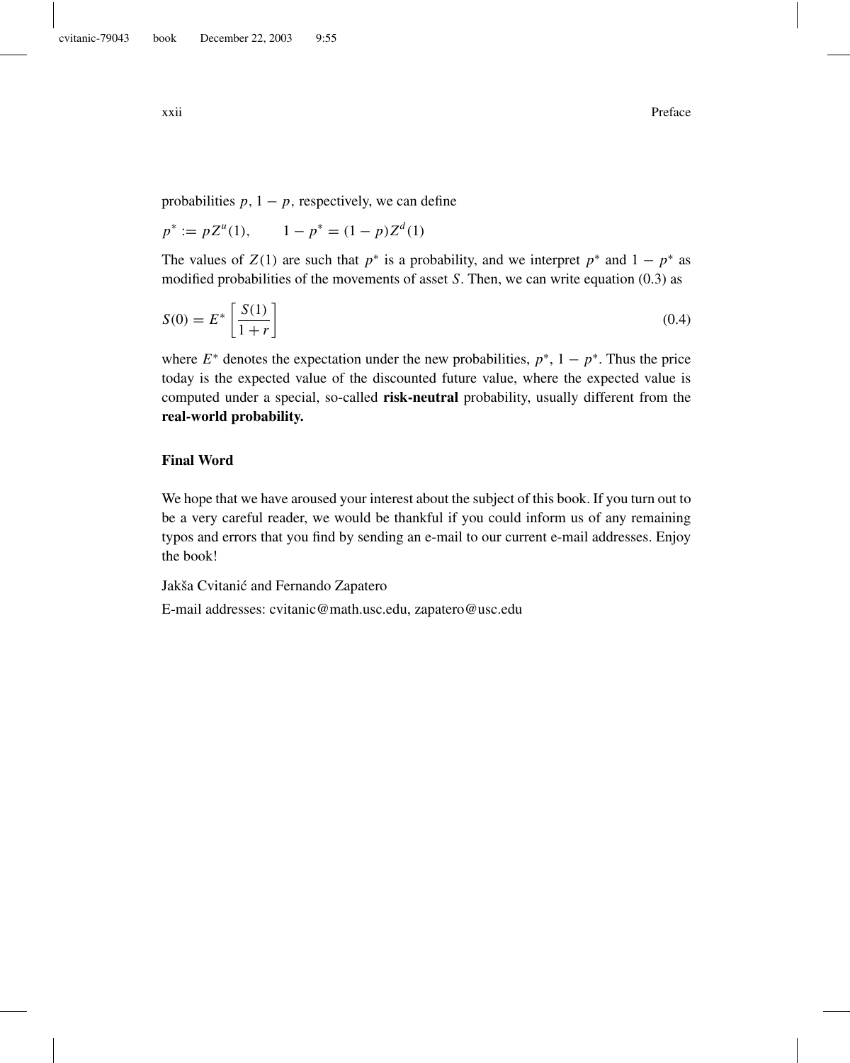probabilities $p$, $1 - p$, respectively, we can define

$$p^* := pZ^u(1), \qquad 1 - p^* = (1 - p)Z^d(1)$$

The values of $Z(1)$ are such that $p^*$ is a probability, and we interpret $p^*$ and $1 - p^*$ as modified probabilities of the movements of asset $S$. Then, we can write equation (0.3) as

$$S(0) = E^*\left[\frac{S(1)}{1 + r}\right] \tag{0.4}$$

where $E^*$ denotes the expectation under the new probabilities, $p^*$, $1 - p^*$. Thus the price today is the expected value of the discounted future value, where the expected value is computed under a special, so-called **risk-neutral** probability, usually different from the **real-world probability.**

### Final Word

We hope that we have aroused your interest about the subject of this book. If you turn out to be a very careful reader, we would be thankful if you could inform us of any remaining typos and errors that you find by sending an e-mail to our current e-mail addresses. Enjoy the book!

Jakša Cvitanić and Fernando Zapatero

E-mail addresses: cvitanic@math.usc.edu, zapatero@usc.edu